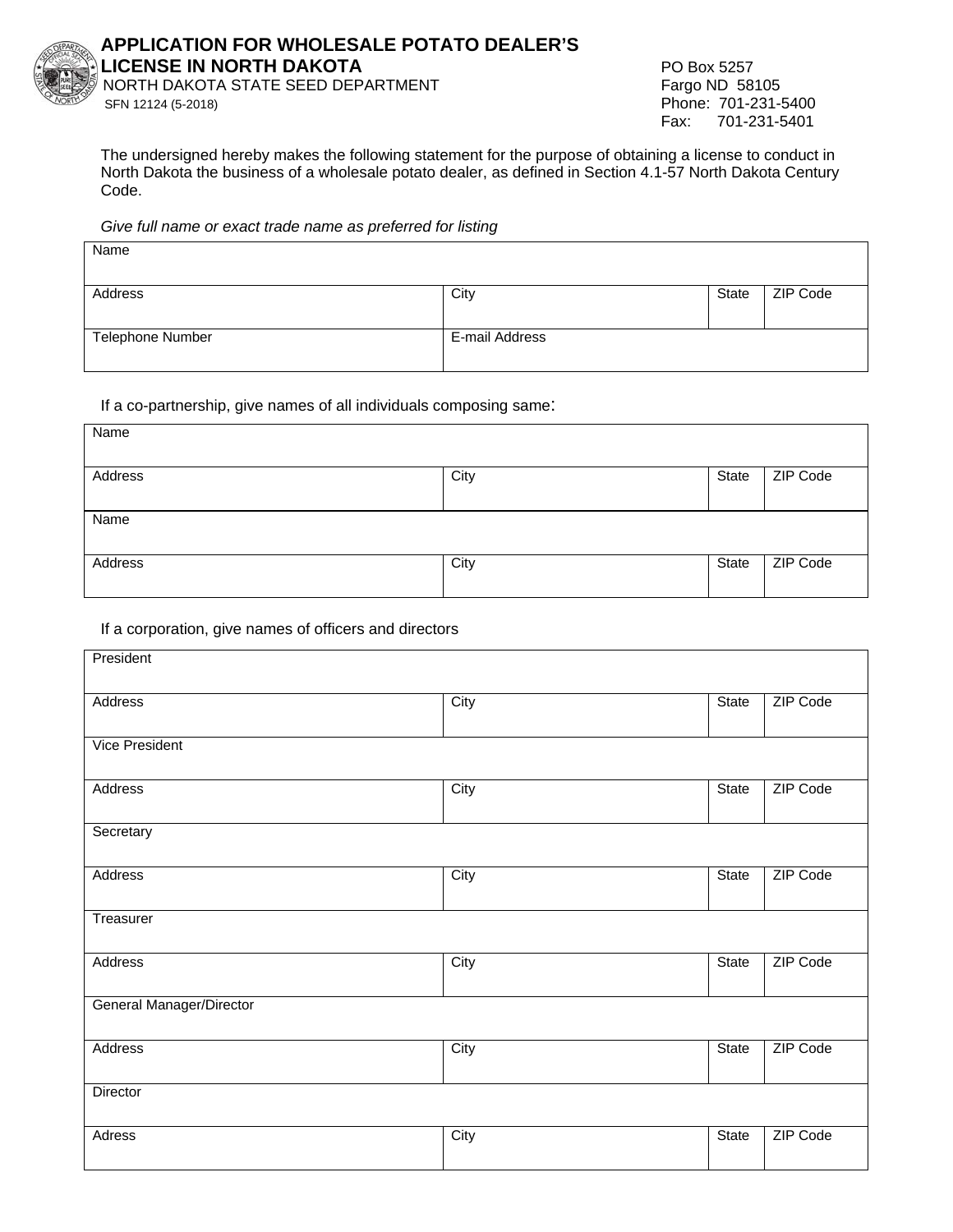# APPLICATION FOR WHOLESALE POTATO DEALER'S LICENSE IN NORTH DAKOTA

NORTH DAKOTA STATE SEED DEPARTMENT

SFN 12124 (5-2018)

PO Box 5257
Fargo ND 58105
Phone: 701-231-5400
Fax: 701-231-5401

The undersigned hereby makes the following statement for the purpose of obtaining a license to conduct in North Dakota the business of a wholesale potato dealer, as defined in Section 4.1-57 North Dakota Century Code.

*Give full name or exact trade name as preferred for listing*

| Name | | | |
|---|---|---|---|
| Address | City | State | ZIP Code |
| Telephone Number | E-mail Address | | |

If a co-partnership, give names of all individuals composing same:

| Name | | | |
|---|---|---|---|
| Address | City | State | ZIP Code |
| Name | | | |
| Address | City | State | ZIP Code |

If a corporation, give names of officers and directors

| President | | | |
|---|---|---|---|
| Address | City | State | ZIP Code |
| Vice President | | | |
| Address | City | State | ZIP Code |
| Secretary | | | |
| Address | City | State | ZIP Code |
| Treasurer | | | |
| Address | City | State | ZIP Code |
| General Manager/Director | | | |
| Address | City | State | ZIP Code |
| Director | | | |
| Adress | City | State | ZIP Code |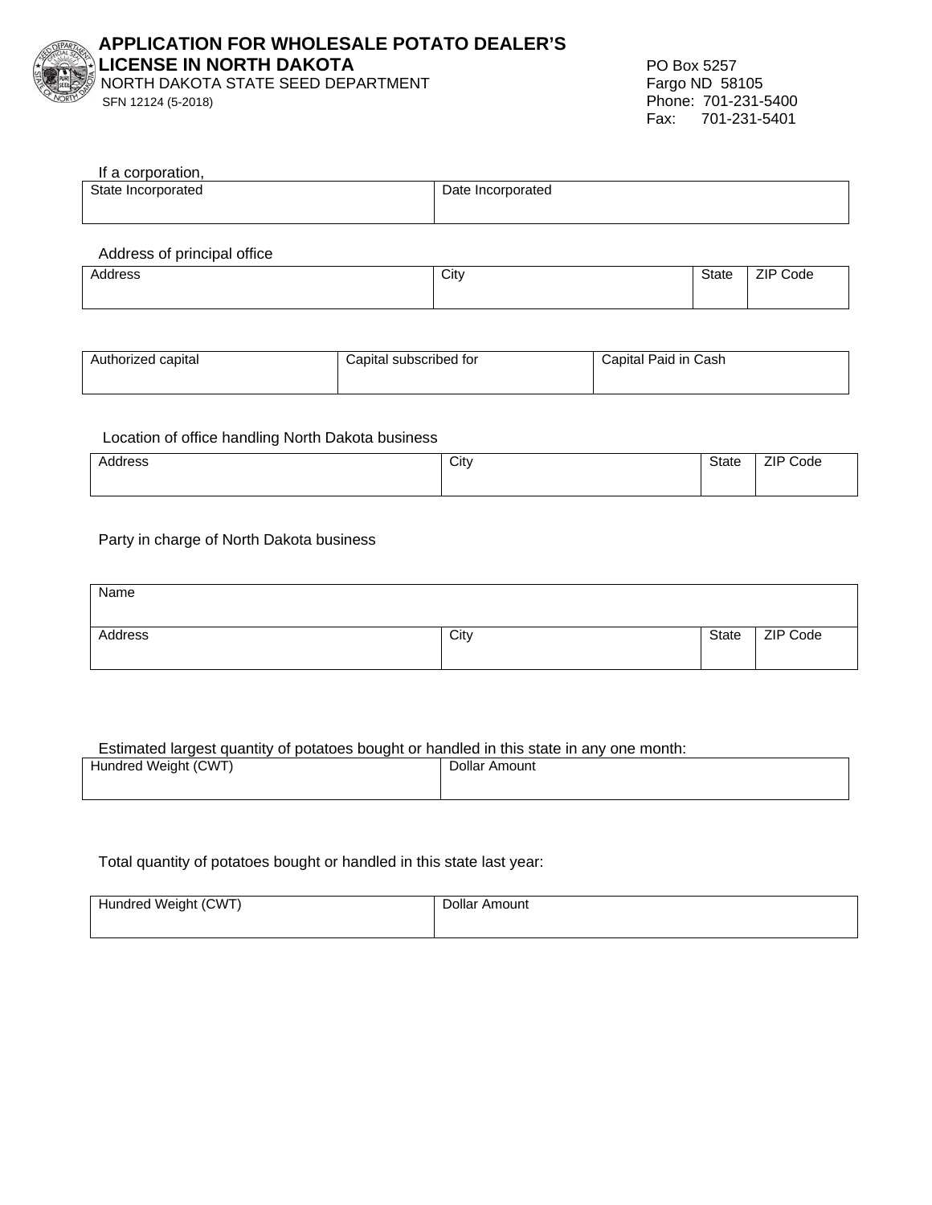# APPLICATION FOR WHOLESALE POTATO DEALER'S LICENSE IN NORTH DAKOTA

NORTH DAKOTA STATE SEED DEPARTMENT
SFN 12124 (5-2018)

PO Box 5257
Fargo ND 58105
Phone: 701-231-5400
Fax: 701-231-5401

If a corporation,

| State Incorporated | Date Incorporated |
|---|---|
| | |

Address of principal office

| Address | City | State | ZIP Code |
|---|---|---|---|
| | | | |

| Authorized capital | Capital subscribed for | Capital Paid in Cash |
|---|---|---|
| | | |

Location of office handling North Dakota business

| Address | City | State | ZIP Code |
|---|---|---|---|
| | | | |

Party in charge of North Dakota business

| Name | | | |
|---|---|---|---|
| Address | City | State | ZIP Code |
| | | | |

Estimated largest quantity of potatoes bought or handled in this state in any one month:

| Hundred Weight (CWT) | Dollar Amount |
|---|---|
| | |

Total quantity of potatoes bought or handled in this state last year:

| Hundred Weight (CWT) | Dollar Amount |
|---|---|
| | |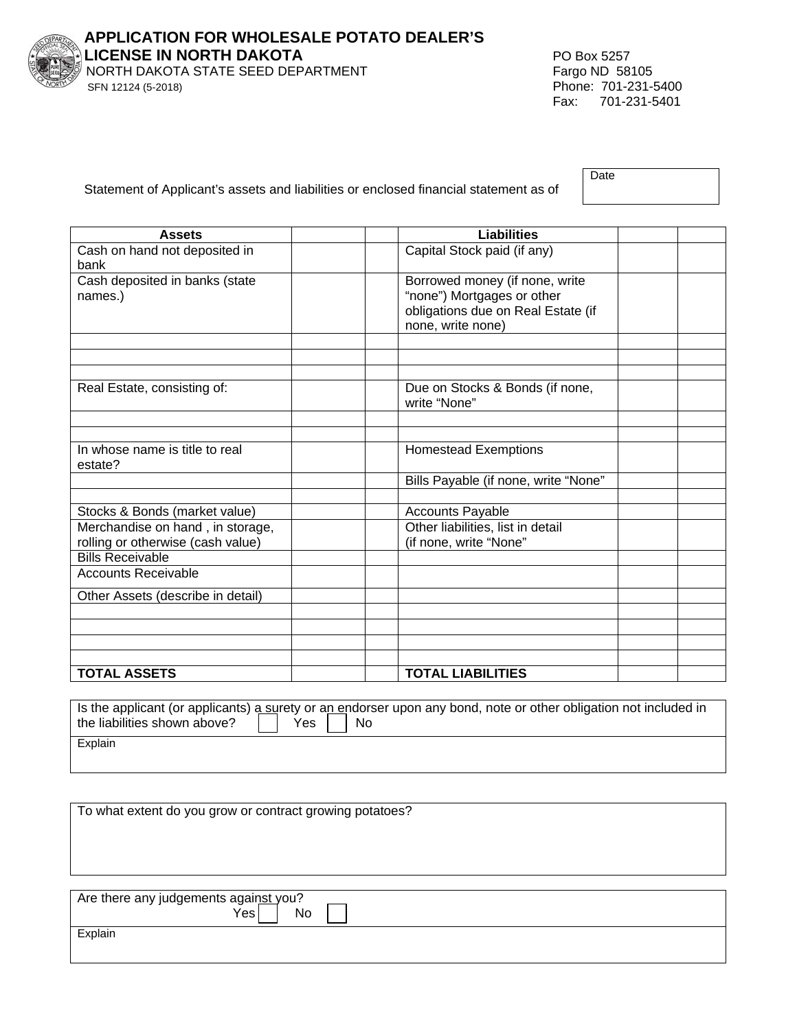# APPLICATION FOR WHOLESALE POTATO DEALER'S LICENSE IN NORTH DAKOTA

NORTH DAKOTA STATE SEED DEPARTMENT

SFN 12124 (5-2018)

PO Box 5257
Fargo ND 58105
Phone: 701-231-5400
Fax: 701-231-5401

Statement of Applicant's assets and liabilities or enclosed financial statement as of

| Date |
|---|
| |

| Assets | | | Liabilities | | |
|---|---|---|---|---|---|
| Cash on hand not deposited in bank | | | Capital Stock paid (if any) | | |
| Cash deposited in banks (state names.) | | | Borrowed money (if none, write "none") Mortgages or other obligations due on Real Estate (if none, write none) | | |
| | | | | | |
| | | | | | |
| | | | | | |
| Real Estate, consisting of: | | | Due on Stocks & Bonds (if none, write "None" | | |
| | | | | | |
| | | | | | |
| In whose name is title to real estate? | | | Homestead Exemptions | | |
| | | | Bills Payable (if none, write "None" | | |
| | | | | | |
| Stocks & Bonds (market value) | | | Accounts Payable | | |
| Merchandise on hand , in storage, rolling or otherwise (cash value) | | | Other liabilities, list in detail (if none, write "None" | | |
| Bills Receivable | | | | | |
| Accounts Receivable | | | | | |
| Other Assets (describe in detail) | | | | | |
| | | | | | |
| | | | | | |
| | | | | | |
| | | | | | |
| **TOTAL ASSETS** | | | **TOTAL LIABILITIES** | | |

Is the applicant (or applicants) a surety or an endorser upon any bond, note or other obligation not included in the liabilities shown above? ☐ Yes ☐ No

Explain

To what extent do you grow or contract growing potatoes?

Are there any judgements against you? ☐ Yes ☐ No

Explain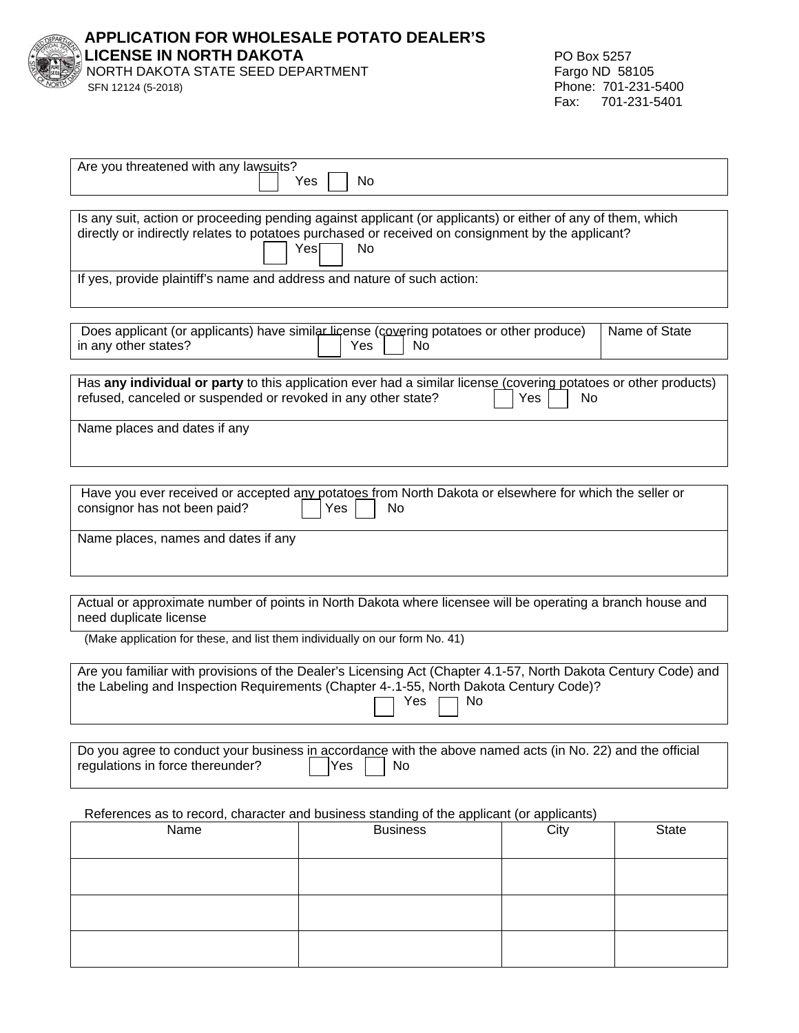# APPLICATION FOR WHOLESALE POTATO DEALER'S LICENSE IN NORTH DAKOTA

NORTH DAKOTA STATE SEED DEPARTMENT
SFN 12124 (5-2018)

PO Box 5257
Fargo ND 58105
Phone: 701-231-5400
Fax: 701-231-5401

Are you threatened with any lawsuits?
☐ Yes ☐ No

Is any suit, action or proceeding pending against applicant (or applicants) or either of any of them, which directly or indirectly relates to potatoes purchased or received on consignment by the applicant?
☐ Yes ☐ No

If yes, provide plaintiff's name and address and nature of such action:

| Does applicant (or applicants) have similar license (covering potatoes or other produce) in any other states? ☐ Yes ☐ No | Name of State |
|---|---|

Has **any individual or party** to this application ever had a similar license (covering potatoes or other products) refused, canceled or suspended or revoked in any other state? ☐ Yes ☐ No

Name places and dates if any

Have you ever received or accepted any potatoes from North Dakota or elsewhere for which the seller or consignor has not been paid? ☐ Yes ☐ No

Name places, names and dates if any

Actual or approximate number of points in North Dakota where licensee will be operating a branch house and need duplicate license

(Make application for these, and list them individually on our form No. 41)

Are you familiar with provisions of the Dealer's Licensing Act (Chapter 4.1-57, North Dakota Century Code) and the Labeling and Inspection Requirements (Chapter 4-.1-55, North Dakota Century Code)?
☐ Yes ☐ No

Do you agree to conduct your business in accordance with the above named acts (in No. 22) and the official regulations in force thereunder? ☐ Yes ☐ No

References as to record, character and business standing of the applicant (or applicants)

| Name | Business | City | State |
|---|---|---|---|
| | | | |
| | | | |
| | | | |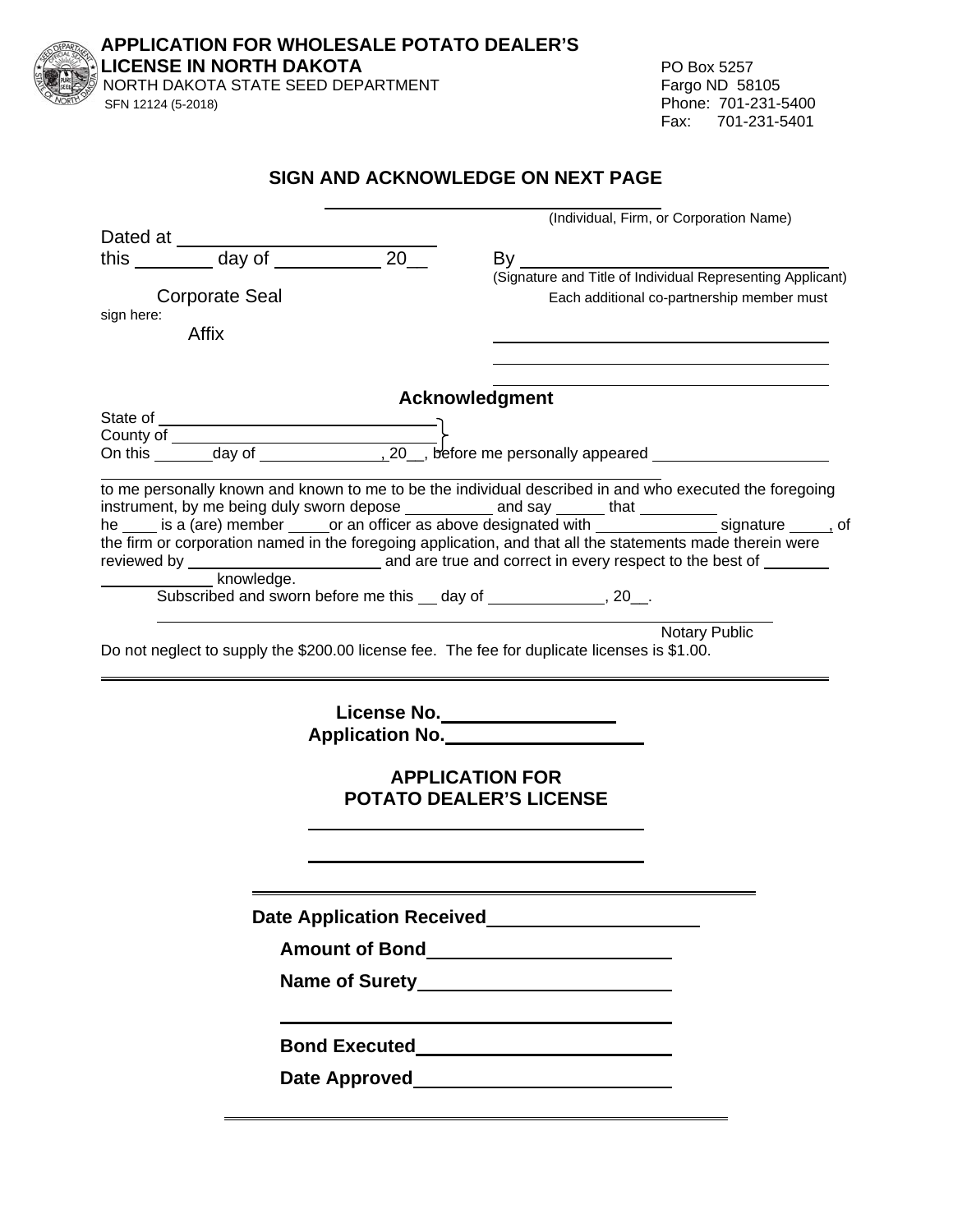# APPLICATION FOR WHOLESALE POTATO DEALER'S LICENSE IN NORTH DAKOTA

NORTH DAKOTA STATE SEED DEPARTMENT
SFN 12124 (5-2018)

PO Box 5257
Fargo ND 58105
Phone: 701-231-5400
Fax: 701-231-5401

## SIGN AND ACKNOWLEDGE ON NEXT PAGE

\_\_\_\_\_\_\_\_\_\_\_\_\_\_\_\_\_\_\_\_\_\_\_\_\_\_\_\_\_\_\_\_\_\_\_\_
(Individual, Firm, or Corporation Name)

Dated at \_\_\_\_\_\_\_\_\_\_\_\_\_\_\_\_\_\_\_\_\_\_\_\_\_\_\_
this \_\_\_\_\_\_\_\_ day of \_\_\_\_\_\_\_\_\_\_\_ 20\_\_

By \_\_\_\_\_\_\_\_\_\_\_\_\_\_\_\_\_\_\_\_\_\_\_\_\_\_\_\_\_\_\_\_\_\_\_\_
(Signature and Title of Individual Representing Applicant)

Corporate Seal
Affix

Each additional co-partnership member must sign here:

\_\_\_\_\_\_\_\_\_\_\_\_\_\_\_\_\_\_\_\_\_\_\_\_\_\_\_\_\_\_\_\_\_\_\_\_

\_\_\_\_\_\_\_\_\_\_\_\_\_\_\_\_\_\_\_\_\_\_\_\_\_\_\_\_\_\_\_\_\_\_\_\_

\_\_\_\_\_\_\_\_\_\_\_\_\_\_\_\_\_\_\_\_\_\_\_\_\_\_\_\_\_\_\_\_\_\_\_\_

### Acknowledgment

State of \_\_\_\_\_\_\_\_\_\_\_\_\_\_\_\_\_\_\_\_\_\_\_\_\_\_\_\_\_\_
County of \_\_\_\_\_\_\_\_\_\_\_\_\_\_\_\_\_\_\_\_\_\_\_\_\_\_\_\_\_\_
On this \_\_\_\_\_\_\_day of \_\_\_\_\_\_\_\_\_\_\_\_\_\_\_, 20\_\_, before me personally appeared \_\_\_\_\_\_\_\_\_\_\_\_\_\_\_\_\_\_\_\_

\_\_\_\_\_\_\_\_\_\_\_\_\_\_\_\_\_\_\_\_\_\_\_\_\_\_\_\_\_\_\_\_\_\_\_\_\_\_\_\_\_\_\_\_\_\_\_\_\_\_\_\_\_\_\_\_\_\_\_\_\_\_
to me personally known and known to me to be the individual described in and who executed the foregoing instrument, by me being duly sworn depose \_\_\_\_\_\_\_\_\_\_ and say \_\_\_\_\_\_ that \_\_\_\_\_\_\_\_\_
he \_\_\_\_ is a (are) member \_\_\_\_\_or an officer as above designated with \_\_\_\_\_\_\_\_\_\_\_\_\_\_ signature \_\_\_\_\_, of the firm or corporation named in the foregoing application, and that all the statements made therein were reviewed by \_\_\_\_\_\_\_\_\_\_\_\_\_\_\_\_\_\_\_\_\_\_\_ and are true and correct in every respect to the best of \_\_\_\_\_\_\_\_ \_\_\_\_\_\_\_\_\_\_\_\_\_ knowledge.

Subscribed and sworn before me this \_\_ day of \_\_\_\_\_\_\_\_\_\_\_\_\_\_, 20\_\_.

\_\_\_\_\_\_\_\_\_\_\_\_\_\_\_\_\_\_\_\_\_\_\_\_\_\_\_\_\_\_\_\_\_\_\_\_\_\_\_\_\_\_\_\_\_\_\_\_\_\_\_\_\_\_
Notary Public

Do not neglect to supply the $200.00 license fee. The fee for duplicate licenses is $1.00.

---

**License No.**\_\_\_\_\_\_\_\_\_\_\_\_\_\_\_\_\_
**Application No.**\_\_\_\_\_\_\_\_\_\_\_\_\_\_\_\_\_\_\_

## APPLICATION FOR POTATO DEALER'S LICENSE

\_\_\_\_\_\_\_\_\_\_\_\_\_\_\_\_\_\_\_\_\_\_\_\_\_\_\_\_\_\_\_\_\_\_\_\_

\_\_\_\_\_\_\_\_\_\_\_\_\_\_\_\_\_\_\_\_\_\_\_\_\_\_\_\_\_\_\_\_\_\_\_\_

---

**Date Application Received**\_\_\_\_\_\_\_\_\_\_\_\_\_\_\_\_\_\_\_\_\_\_

**Amount of Bond**\_\_\_\_\_\_\_\_\_\_\_\_\_\_\_\_\_\_\_\_\_\_\_\_\_

**Name of Surety**\_\_\_\_\_\_\_\_\_\_\_\_\_\_\_\_\_\_\_\_\_\_\_\_\_\_

\_\_\_\_\_\_\_\_\_\_\_\_\_\_\_\_\_\_\_\_\_\_\_\_\_\_\_\_\_\_\_\_\_\_\_\_\_\_\_\_

**Bond Executed**\_\_\_\_\_\_\_\_\_\_\_\_\_\_\_\_\_\_\_\_\_\_\_\_\_\_

**Date Approved**\_\_\_\_\_\_\_\_\_\_\_\_\_\_\_\_\_\_\_\_\_\_\_\_\_\_

---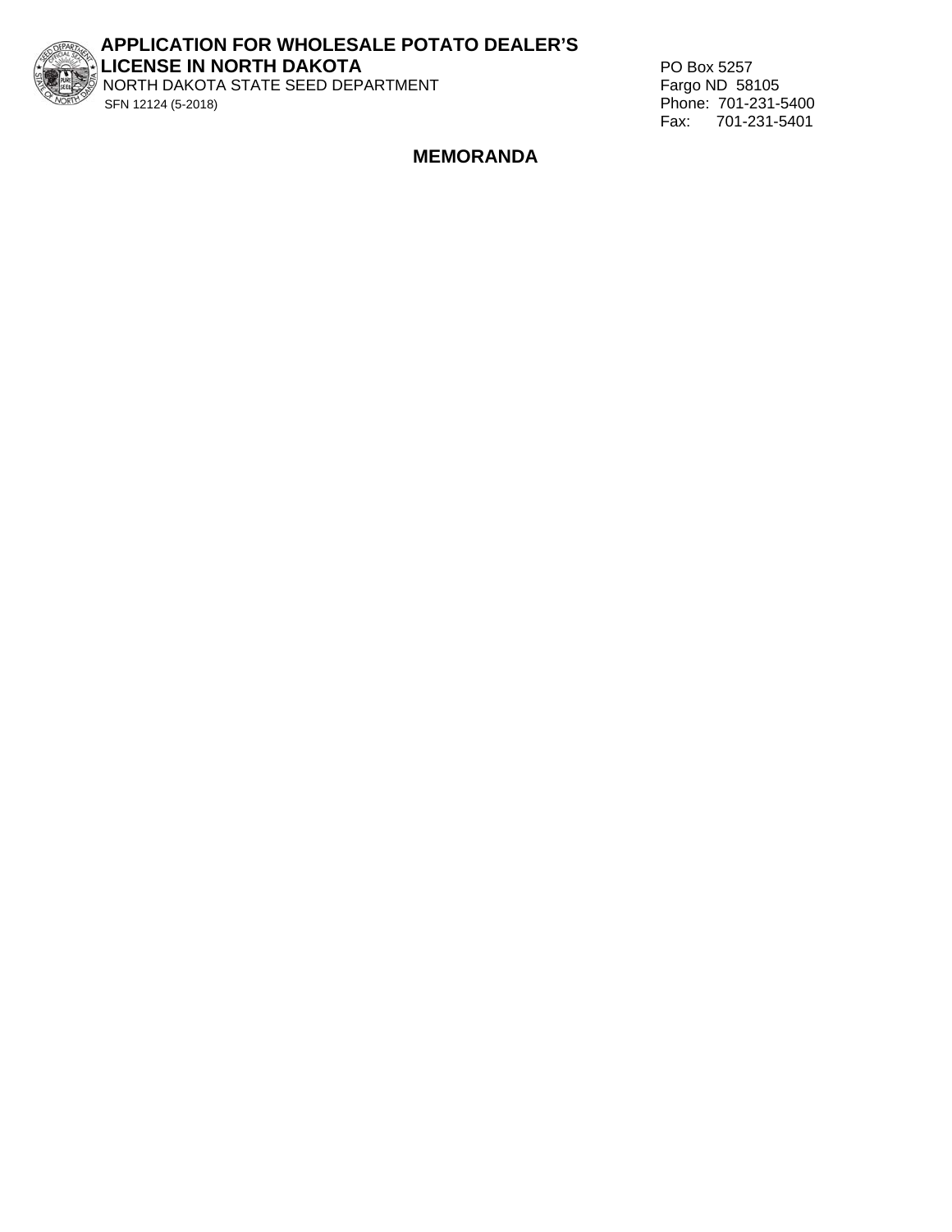# APPLICATION FOR WHOLESALE POTATO DEALER'S LICENSE IN NORTH DAKOTA

NORTH DAKOTA STATE SEED DEPARTMENT

SFN 12124 (5-2018)

PO Box 5257
Fargo ND 58105
Phone: 701-231-5400
Fax: 701-231-5401

## MEMORANDA